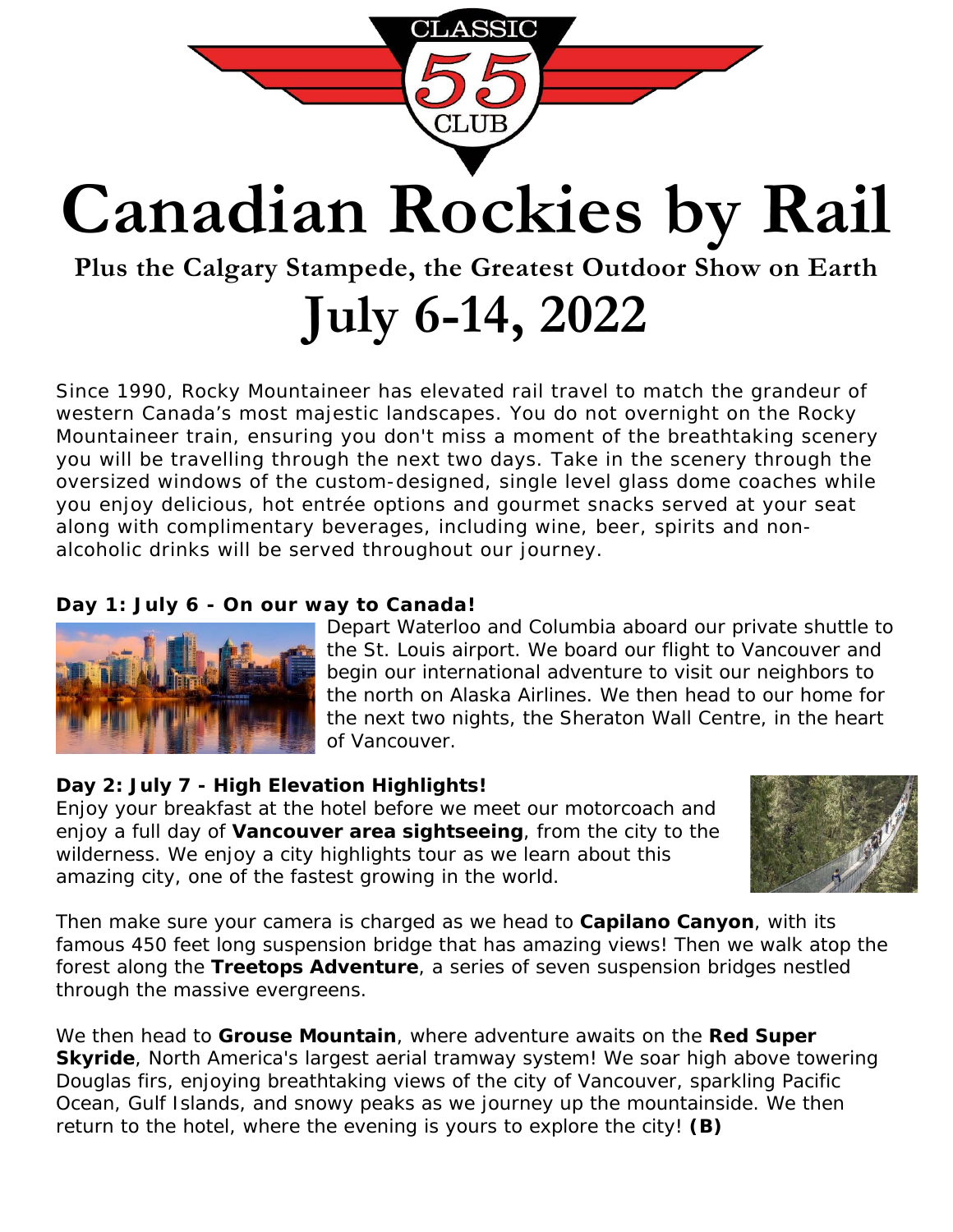CLASSIC 55 CLUB

# Canadian Rockies by Rail

## Plus the Calgary Stampede, the Greatest Outdoor Show on Earth

# July 6-14, 2022

Since 1990, Rocky Mountaineer has elevated rail travel to match the grandeur of western Canada's most majestic landscapes. You do not overnight on the Rocky Mountaineer train, ensuring you don't miss a moment of the breathtaking scenery you will be travelling through the next two days. Take in the scenery through the oversized windows of the custom-designed, single level glass dome coaches while you enjoy delicious, hot entrée options and gourmet snacks served at your seat along with complimentary beverages, including wine, beer, spirits and non-alcoholic drinks will be served throughout our journey.

**Day 1: July 6 - On our way to Canada!**

Depart Waterloo and Columbia aboard our private shuttle to the St. Louis airport. We board our flight to Vancouver and begin our international adventure to visit our neighbors to the north on Alaska Airlines. We then head to our home for the next two nights, the Sheraton Wall Centre, in the heart of Vancouver.

**Day 2: July 7 - High Elevation Highlights!**

Enjoy your breakfast at the hotel before we meet our motorcoach and enjoy a full day of **Vancouver area sightseeing**, from the city to the wilderness. We enjoy a city highlights tour as we learn about this amazing city, one of the fastest growing in the world.

Then make sure your camera is charged as we head to **Capilano Canyon**, with its famous 450 feet long suspension bridge that has amazing views! Then we walk atop the forest along the **Treetops Adventure**, a series of seven suspension bridges nestled through the massive evergreens.

We then head to **Grouse Mountain**, where adventure awaits on the **Red Super Skyride**, North America's largest aerial tramway system! We soar high above towering Douglas firs, enjoying breathtaking views of the city of Vancouver, sparkling Pacific Ocean, Gulf Islands, and snowy peaks as we journey up the mountainside. We then return to the hotel, where the evening is yours to explore the city! **(B)**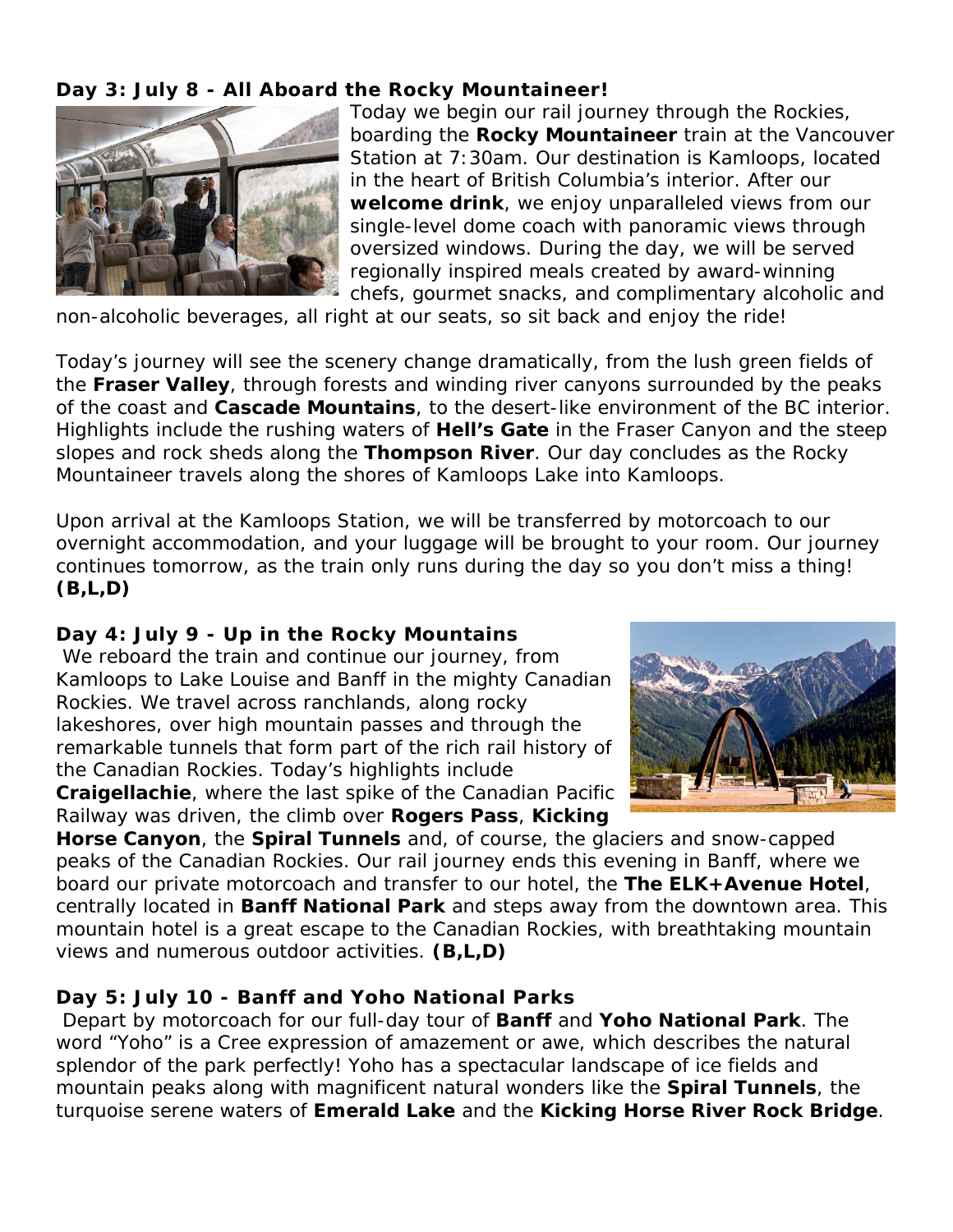**Day 3: July 8 - All Aboard the Rocky Mountaineer!**

Today we begin our rail journey through the Rockies, boarding the **Rocky Mountaineer** train at the Vancouver Station at 7:30am. Our destination is Kamloops, located in the heart of British Columbia's interior. After our **welcome drink**, we enjoy unparalleled views from our single-level dome coach with panoramic views through oversized windows. During the day, we will be served regionally inspired meals created by award-winning chefs, gourmet snacks, and complimentary alcoholic and non-alcoholic beverages, all right at our seats, so sit back and enjoy the ride!

Today's journey will see the scenery change dramatically, from the lush green fields of the **Fraser Valley**, through forests and winding river canyons surrounded by the peaks of the coast and **Cascade Mountains**, to the desert-like environment of the BC interior. Highlights include the rushing waters of **Hell's Gate** in the Fraser Canyon and the steep slopes and rock sheds along the **Thompson River**. Our day concludes as the Rocky Mountaineer travels along the shores of Kamloops Lake into Kamloops.

Upon arrival at the Kamloops Station, we will be transferred by motorcoach to our overnight accommodation, and your luggage will be brought to your room. Our journey continues tomorrow, as the train only runs during the day so you don't miss a thing! **(B,L,D)**

**Day 4: July 9 - Up in the Rocky Mountains**

We reboard the train and continue our journey, from Kamloops to Lake Louise and Banff in the mighty Canadian Rockies. We travel across ranchlands, along rocky lakeshores, over high mountain passes and through the remarkable tunnels that form part of the rich rail history of the Canadian Rockies. Today's highlights include **Craigellachie**, where the last spike of the Canadian Pacific Railway was driven, the climb over **Rogers Pass**, **Kicking Horse Canyon**, the **Spiral Tunnels** and, of course, the glaciers and snow-capped peaks of the Canadian Rockies. Our rail journey ends this evening in Banff, where we board our private motorcoach and transfer to our hotel, the **The ELK+Avenue Hotel**, centrally located in **Banff National Park** and steps away from the downtown area. This mountain hotel is a great escape to the Canadian Rockies, with breathtaking mountain views and numerous outdoor activities. **(B,L,D)**

**Day 5: July 10 - Banff and Yoho National Parks**

Depart by motorcoach for our full-day tour of **Banff** and **Yoho National Park**. The word "Yoho" is a Cree expression of amazement or awe, which describes the natural splendor of the park perfectly! Yoho has a spectacular landscape of ice fields and mountain peaks along with magnificent natural wonders like the **Spiral Tunnels**, the turquoise serene waters of **Emerald Lake** and the **Kicking Horse River Rock Bridge**.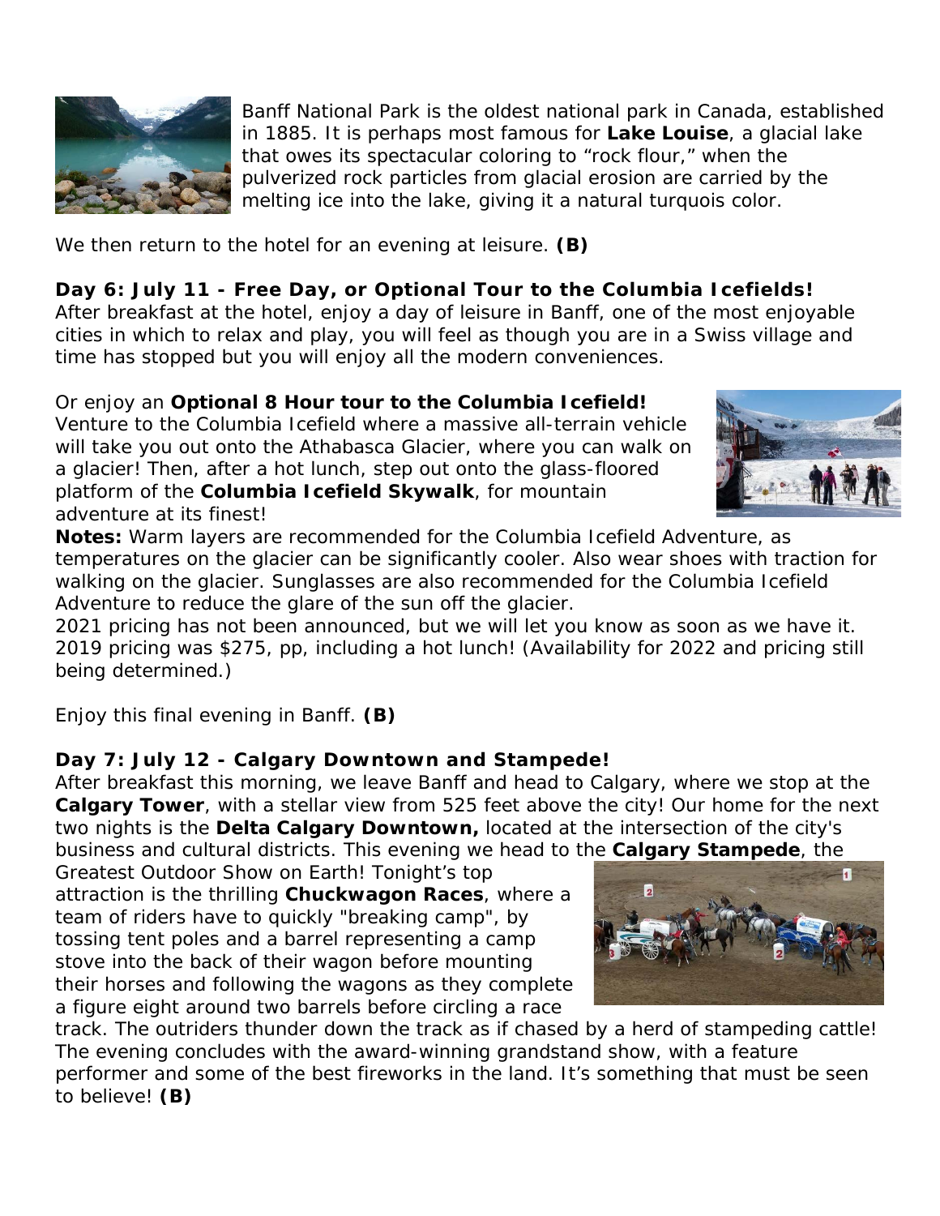Banff National Park is the oldest national park in Canada, established in 1885. It is perhaps most famous for **Lake Louise**, a glacial lake that owes its spectacular coloring to "rock flour," when the pulverized rock particles from glacial erosion are carried by the melting ice into the lake, giving it a natural turquois color.

We then return to the hotel for an evening at leisure. **(B)**

**Day 6: July 11 - Free Day, or Optional Tour to the Columbia Icefields!**
After breakfast at the hotel, enjoy a day of leisure in Banff, one of the most enjoyable cities in which to relax and play, you will feel as though you are in a Swiss village and time has stopped but you will enjoy all the modern conveniences.

Or enjoy an **Optional 8 Hour tour to the Columbia Icefield!**
Venture to the Columbia Icefield where a massive all-terrain vehicle will take you out onto the Athabasca Glacier, where you can walk on a glacier! Then, after a hot lunch, step out onto the glass-floored platform of the **Columbia Icefield Skywalk**, for mountain adventure at its finest!
**Notes:** Warm layers are recommended for the Columbia Icefield Adventure, as temperatures on the glacier can be significantly cooler. Also wear shoes with traction for walking on the glacier. Sunglasses are also recommended for the Columbia Icefield Adventure to reduce the glare of the sun off the glacier.
2021 pricing has not been announced, but we will let you know as soon as we have it. 2019 pricing was $275, pp, including a hot lunch! (Availability for 2022 and pricing still being determined.)

Enjoy this final evening in Banff. **(B)**

**Day 7: July 12 - Calgary Downtown and Stampede!**
After breakfast this morning, we leave Banff and head to Calgary, where we stop at the **Calgary Tower**, with a stellar view from 525 feet above the city! Our home for the next two nights is the **Delta Calgary Downtown,** located at the intersection of the city's business and cultural districts. This evening we head to the **Calgary Stampede**, the Greatest Outdoor Show on Earth! Tonight's top attraction is the thrilling **Chuckwagon Races**, where a team of riders have to quickly "breaking camp", by tossing tent poles and a barrel representing a camp stove into the back of their wagon before mounting their horses and following the wagons as they complete a figure eight around two barrels before circling a race track. The outriders thunder down the track as if chased by a herd of stampeding cattle! The evening concludes with the award-winning grandstand show, with a feature performer and some of the best fireworks in the land. It's something that must be seen to believe! **(B)**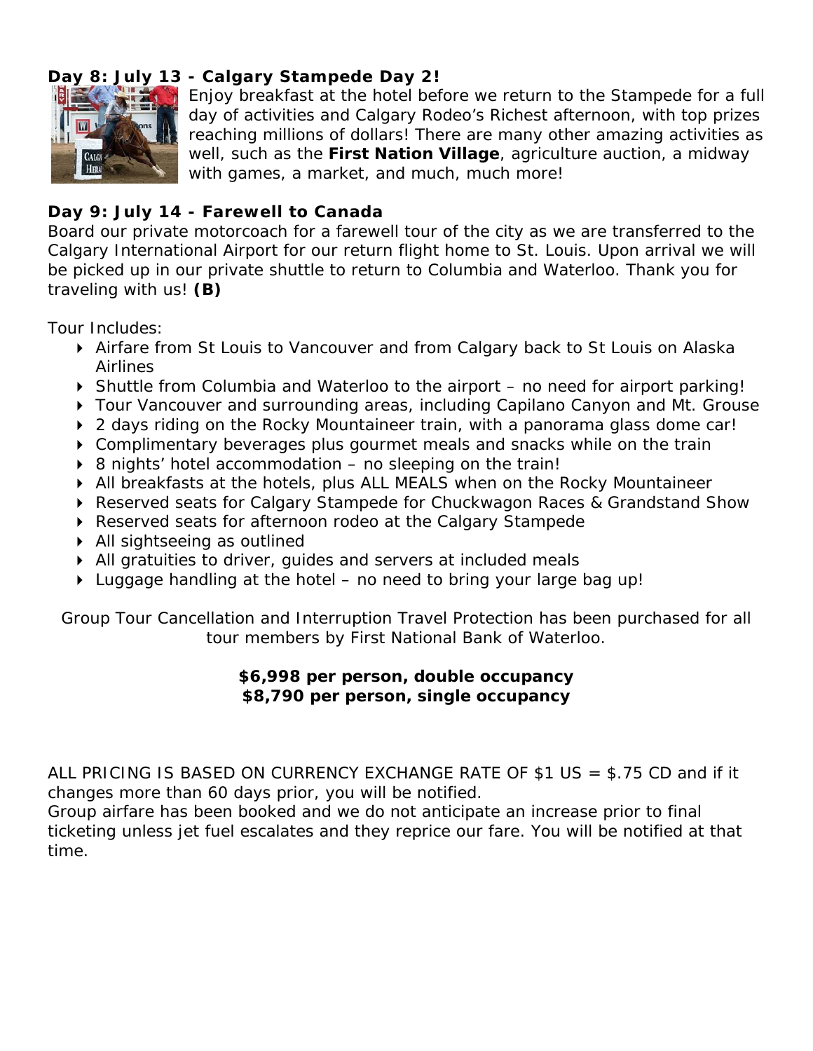**Day 8: July 13 - Calgary Stampede Day 2!**

Enjoy breakfast at the hotel before we return to the Stampede for a full day of activities and Calgary Rodeo's Richest afternoon, with top prizes reaching millions of dollars! There are many other amazing activities as well, such as the **First Nation Village**, agriculture auction, a midway with games, a market, and much, much more!

**Day 9: July 14 - Farewell to Canada**

Board our private motorcoach for a farewell tour of the city as we are transferred to the Calgary International Airport for our return flight home to St. Louis. Upon arrival we will be picked up in our private shuttle to return to Columbia and Waterloo. Thank you for traveling with us! **(B)**

Tour Includes:

- Airfare from St Louis to Vancouver and from Calgary back to St Louis on Alaska Airlines
- Shuttle from Columbia and Waterloo to the airport – no need for airport parking!
- Tour Vancouver and surrounding areas, including Capilano Canyon and Mt. Grouse
- 2 days riding on the Rocky Mountaineer train, with a panorama glass dome car!
- Complimentary beverages plus gourmet meals and snacks while on the train
- 8 nights' hotel accommodation – no sleeping on the train!
- All breakfasts at the hotels, plus ALL MEALS when on the Rocky Mountaineer
- Reserved seats for Calgary Stampede for Chuckwagon Races & Grandstand Show
- Reserved seats for afternoon rodeo at the Calgary Stampede
- All sightseeing as outlined
- All gratuities to driver, guides and servers at included meals
- Luggage handling at the hotel – no need to bring your large bag up!

Group Tour Cancellation and Interruption Travel Protection has been purchased for all tour members by First National Bank of Waterloo.

**$6,998 per person, double occupancy**
**$8,790 per person, single occupancy**

ALL PRICING IS BASED ON CURRENCY EXCHANGE RATE OF $1 US = $.75 CD and if it changes more than 60 days prior, you will be notified.
Group airfare has been booked and we do not anticipate an increase prior to final ticketing unless jet fuel escalates and they reprice our fare. You will be notified at that time.